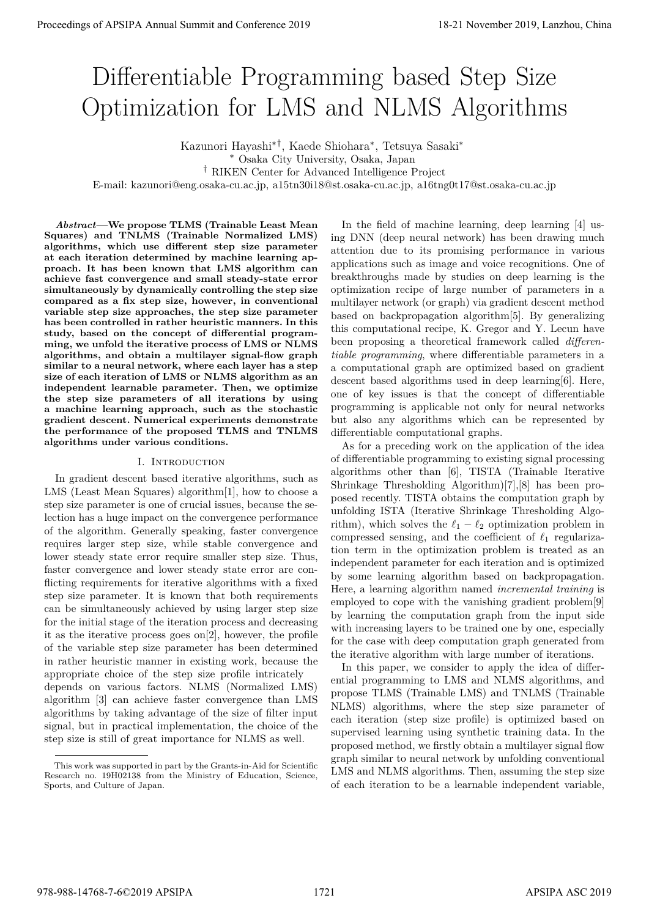# Differentiable Programming based Step Size Optimization for LMS and NLMS Algorithms

Kazunori Hayashi*†, Kaede Shiohara*, Tetsuya Sasaki*

\* Osaka City University, Osaka, Japan

† RIKEN Center for Advanced Intelligence Project

E-mail: kazunori@eng.osaka-cu.ac.jp, a15tn30i18@st.osaka-cu.ac.jp, a16tng0t17@st.osaka-cu.ac.jp

***Abstract*—We propose TLMS (Trainable Least Mean Squares) and TNLMS (Trainable Normalized LMS) algorithms, which use different step size parameter at each iteration determined by machine learning approach. It has been known that LMS algorithm can achieve fast convergence and small steady-state error simultaneously by dynamically controlling the step size compared as a fix step size, however, in conventional variable step size approaches, the step size parameter has been controlled in rather heuristic manners. In this study, based on the concept of differential programming, we unfold the iterative process of LMS or NLMS algorithms, and obtain a multilayer signal-flow graph similar to a neural network, where each layer has a step size of each iteration of LMS or NLMS algorithm as an independent learnable parameter. Then, we optimize the step size parameters of all iterations by using a machine learning approach, such as the stochastic gradient descent. Numerical experiments demonstrate the performance of the proposed TLMS and TNLMS algorithms under various conditions.**

## I. Introduction

In gradient descent based iterative algorithms, such as LMS (Least Mean Squares) algorithm[1], how to choose a step size parameter is one of crucial issues, because the selection has a huge impact on the convergence performance of the algorithm. Generally speaking, faster convergence requires larger step size, while stable convergence and lower steady state error require smaller step size. Thus, faster convergence and lower steady state error are conflicting requirements for iterative algorithms with a fixed step size parameter. It is known that both requirements can be simultaneously achieved by using larger step size for the initial stage of the iteration process and decreasing it as the iterative process goes on[2], however, the profile of the variable step size parameter has been determined in rather heuristic manner in existing work, because the appropriate choice of the step size profile intricately depends on various factors. NLMS (Normalized LMS) algorithm [3] can achieve faster convergence than LMS algorithms by taking advantage of the size of filter input signal, but in practical implementation, the choice of the step size is still of great importance for NLMS as well.

In the field of machine learning, deep learning [4] using DNN (deep neural network) has been drawing much attention due to its promising performance in various applications such as image and voice recognitions. One of breakthroughs made by studies on deep learning is the optimization recipe of large number of parameters in a multilayer network (or graph) via gradient descent method based on backpropagation algorithm[5]. By generalizing this computational recipe, K. Gregor and Y. Lecun have been proposing a theoretical framework called *differentiable programming*, where differentiable parameters in a computational graph are optimized based on gradient descent based algorithms used in deep learning[6]. Here, one of key issues is that the concept of differentiable programming is applicable not only for neural networks but also any algorithms which can be represented by differentiable computational graphs.

As for a preceding work on the application of the idea of differentiable programming to existing signal processing algorithms other than [6], TISTA (Trainable Iterative Shrinkage Thresholding Algorithm)[7],[8] has been proposed recently. TISTA obtains the computation graph by unfolding ISTA (Iterative Shrinkage Thresholding Algorithm), which solves the $\ell_1 - \ell_2$ optimization problem in compressed sensing, and the coefficient of $\ell_1$ regularization term in the optimization problem is treated as an independent parameter for each iteration and is optimized by some learning algorithm based on backpropagation. Here, a learning algorithm named *incremental training* is employed to cope with the vanishing gradient problem[9] by learning the computation graph from the input side with increasing layers to be trained one by one, especially for the case with deep computation graph generated from the iterative algorithm with large number of iterations.

In this paper, we consider to apply the idea of differential programming to LMS and NLMS algorithms, and propose TLMS (Trainable LMS) and TNLMS (Trainable NLMS) algorithms, where the step size parameter of each iteration (step size profile) is optimized based on supervised learning using synthetic training data. In the proposed method, we firstly obtain a multilayer signal flow graph similar to neural network by unfolding conventional LMS and NLMS algorithms. Then, assuming the step size of each iteration to be a learnable independent variable,

This work was supported in part by the Grants-in-Aid for Scientific Research no. 19H02138 from the Ministry of Education, Science, Sports, and Culture of Japan.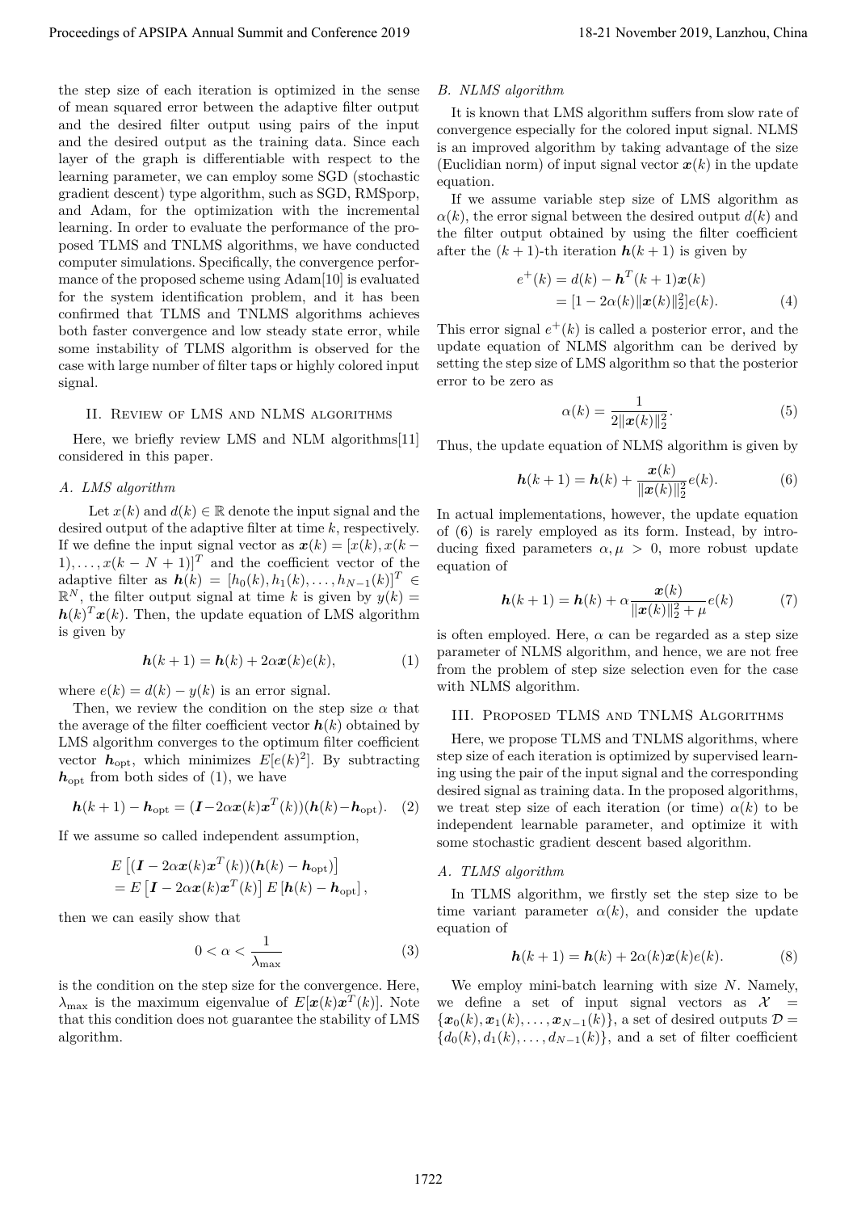the step size of each iteration is optimized in the sense of mean squared error between the adaptive filter output and the desired filter output using pairs of the input and the desired output as the training data. Since each layer of the graph is differentiable with respect to the learning parameter, we can employ some SGD (stochastic gradient descent) type algorithm, such as SGD, RMSporp, and Adam, for the optimization with the incremental learning. In order to evaluate the performance of the proposed TLMS and TNLMS algorithms, we have conducted computer simulations. Specifically, the convergence performance of the proposed scheme using Adam[10] is evaluated for the system identification problem, and it has been confirmed that TLMS and TNLMS algorithms achieves both faster convergence and low steady state error, while some instability of TLMS algorithm is observed for the case with large number of filter taps or highly colored input signal.

## II. Review of LMS and NLMS algorithms

Here, we briefly review LMS and NLM algorithms[11] considered in this paper.

### A. LMS algorithm

Let $x(k)$ and $d(k) \in \mathbb{R}$ denote the input signal and the desired output of the adaptive filter at time $k$, respectively. If we define the input signal vector as $\boldsymbol{x}(k) = [x(k), x(k-1), \ldots, x(k-N+1)]^T$ and the coefficient vector of the adaptive filter as $\boldsymbol{h}(k) = [h_0(k), h_1(k), \ldots, h_{N-1}(k)]^T \in \mathbb{R}^N$, the filter output signal at time $k$ is given by $y(k) = \boldsymbol{h}(k)^T \boldsymbol{x}(k)$. Then, the update equation of LMS algorithm is given by

$$\boldsymbol{h}(k+1) = \boldsymbol{h}(k) + 2\alpha \boldsymbol{x}(k) e(k), \tag{1}$$

where $e(k) = d(k) - y(k)$ is an error signal.

Then, we review the condition on the step size $\alpha$ that the average of the filter coefficient vector $\boldsymbol{h}(k)$ obtained by LMS algorithm converges to the optimum filter coefficient vector $\boldsymbol{h}_{\text{opt}}$, which minimizes $E[e(k)^2]$. By subtracting $\boldsymbol{h}_{\text{opt}}$ from both sides of (1), we have

$$\boldsymbol{h}(k+1) - \boldsymbol{h}_{\text{opt}} = (\boldsymbol{I} - 2\alpha \boldsymbol{x}(k)\boldsymbol{x}^T(k))(\boldsymbol{h}(k) - \boldsymbol{h}_{\text{opt}}). \tag{2}$$

If we assume so called independent assumption,

$$\begin{aligned} &E\left[(\boldsymbol{I} - 2\alpha \boldsymbol{x}(k)\boldsymbol{x}^T(k))(\boldsymbol{h}(k) - \boldsymbol{h}_{\text{opt}})\right] \\ &= E\left[\boldsymbol{I} - 2\alpha \boldsymbol{x}(k)\boldsymbol{x}^T(k)\right] E\left[\boldsymbol{h}(k) - \boldsymbol{h}_{\text{opt}}\right], \end{aligned}$$

then we can easily show that

$$0 < \alpha < \frac{1}{\lambda_{\max}} \tag{3}$$

is the condition on the step size for the convergence. Here, $\lambda_{\max}$ is the maximum eigenvalue of $E[\boldsymbol{x}(k)\boldsymbol{x}^T(k)]$. Note that this condition does not guarantee the stability of LMS algorithm.

### B. NLMS algorithm

It is known that LMS algorithm suffers from slow rate of convergence especially for the colored input signal. NLMS is an improved algorithm by taking advantage of the size (Euclidian norm) of input signal vector $\boldsymbol{x}(k)$ in the update equation.

If we assume variable step size of LMS algorithm as $\alpha(k)$, the error signal between the desired output $d(k)$ and the filter output obtained by using the filter coefficient after the $(k+1)$-th iteration $\boldsymbol{h}(k+1)$ is given by

$$\begin{aligned} e^+(k) &= d(k) - \boldsymbol{h}^T(k+1)\boldsymbol{x}(k) \\ &= [1 - 2\alpha(k)\|\boldsymbol{x}(k)\|_2^2] e(k). \end{aligned} \tag{4}$$

This error signal $e^+(k)$ is called a posterior error, and the update equation of NLMS algorithm can be derived by setting the step size of LMS algorithm so that the posterior error to be zero as

$$\alpha(k) = \frac{1}{2\|\boldsymbol{x}(k)\|_2^2}. \tag{5}$$

Thus, the update equation of NLMS algorithm is given by

$$\boldsymbol{h}(k+1) = \boldsymbol{h}(k) + \frac{\boldsymbol{x}(k)}{\|\boldsymbol{x}(k)\|_2^2} e(k). \tag{6}$$

In actual implementations, however, the update equation of (6) is rarely employed as its form. Instead, by introducing fixed parameters $\alpha, \mu > 0$, more robust update equation of

$$\boldsymbol{h}(k+1) = \boldsymbol{h}(k) + \alpha \frac{\boldsymbol{x}(k)}{\|\boldsymbol{x}(k)\|_2^2 + \mu} e(k) \tag{7}$$

is often employed. Here, $\alpha$ can be regarded as a step size parameter of NLMS algorithm, and hence, we are not free from the problem of step size selection even for the case with NLMS algorithm.

## III. Proposed TLMS and TNLMS Algorithms

Here, we propose TLMS and TNLMS algorithms, where step size of each iteration is optimized by supervised learning using the pair of the input signal and the corresponding desired signal as training data. In the proposed algorithms, we treat step size of each iteration (or time) $\alpha(k)$ to be independent learnable parameter, and optimize it with some stochastic gradient descent based algorithm.

### A. TLMS algorithm

In TLMS algorithm, we firstly set the step size to be time variant parameter $\alpha(k)$, and consider the update equation of

$$\boldsymbol{h}(k+1) = \boldsymbol{h}(k) + 2\alpha(k)\boldsymbol{x}(k)e(k). \tag{8}$$

We employ mini-batch learning with size $N$. Namely, we define a set of input signal vectors as $\mathcal{X} = \{\boldsymbol{x}_0(k), \boldsymbol{x}_1(k), \ldots, \boldsymbol{x}_{N-1}(k)\}$, a set of desired outputs $\mathcal{D} = \{d_0(k), d_1(k), \ldots, d_{N-1}(k)\}$, and a set of filter coefficient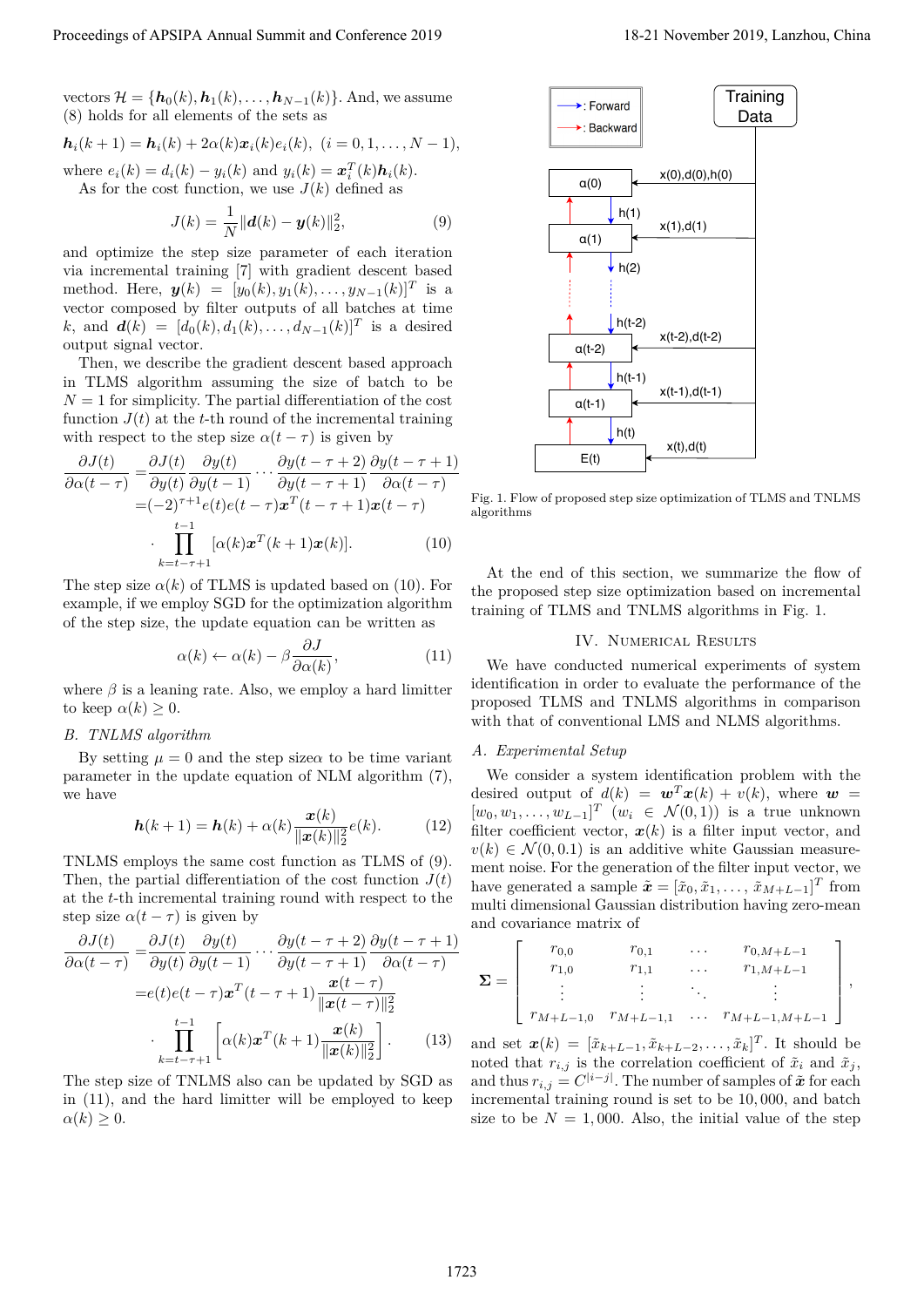vectors $\mathcal{H} = \{\boldsymbol{h}_0(k), \boldsymbol{h}_1(k), \ldots, \boldsymbol{h}_{N-1}(k)\}$. And, we assume (8) holds for all elements of the sets as

$$\boldsymbol{h}_i(k+1) = \boldsymbol{h}_i(k) + 2\alpha(k)\boldsymbol{x}_i(k)e_i(k),\ (i = 0, 1, \ldots, N-1),$$

where $e_i(k) = d_i(k) - y_i(k)$ and $y_i(k) = \boldsymbol{x}_i^T(k)\boldsymbol{h}_i(k)$.

As for the cost function, we use $J(k)$ defined as

$$J(k) = \frac{1}{N}\|\boldsymbol{d}(k) - \boldsymbol{y}(k)\|_2^2, \tag{9}$$

and optimize the step size parameter of each iteration via incremental training [7] with gradient descent based method. Here, $\boldsymbol{y}(k) = [y_0(k), y_1(k), \ldots, y_{N-1}(k)]^T$ is a vector composed by filter outputs of all batches at time $k$, and $\boldsymbol{d}(k) = [d_0(k), d_1(k), \ldots, d_{N-1}(k)]^T$ is a desired output signal vector.

Then, we describe the gradient descent based approach in TLMS algorithm assuming the size of batch to be $N = 1$ for simplicity. The partial differentiation of the cost function $J(t)$ at the $t$-th round of the incremental training with respect to the step size $\alpha(t-\tau)$ is given by

$$\begin{aligned}\frac{\partial J(t)}{\partial \alpha(t-\tau)} =& \frac{\partial J(t)}{\partial y(t)}\frac{\partial y(t)}{\partial y(t-1)} \cdots \frac{\partial y(t-\tau+2)}{\partial y(t-\tau+1)}\frac{\partial y(t-\tau+1)}{\partial \alpha(t-\tau)} \\ =& (-2)^{\tau+1}e(t)e(t-\tau)\boldsymbol{x}^T(t-\tau+1)\boldsymbol{x}(t-\tau) \\ &\cdot \prod_{k=t-\tau+1}^{t-1}[\alpha(k)\boldsymbol{x}^T(k+1)\boldsymbol{x}(k)]. \end{aligned} \tag{10}$$

The step size $\alpha(k)$ of TLMS is updated based on (10). For example, if we employ SGD for the optimization algorithm of the step size, the update equation can be written as

$$\alpha(k) \leftarrow \alpha(k) - \beta\frac{\partial J}{\partial \alpha(k)}, \tag{11}$$

where $\beta$ is a leaning rate. Also, we employ a hard limitter to keep $\alpha(k) \geq 0$.

### B. TNLMS algorithm

By setting $\mu = 0$ and the step size$\alpha$ to be time variant parameter in the update equation of NLM algorithm (7), we have

$$\boldsymbol{h}(k+1) = \boldsymbol{h}(k) + \alpha(k)\frac{\boldsymbol{x}(k)}{\|\boldsymbol{x}(k)\|_2^2}e(k). \tag{12}$$

TNLMS employs the same cost function as TLMS of (9). Then, the partial differentiation of the cost function $J(t)$ at the $t$-th incremental training round with respect to the step size $\alpha(t-\tau)$ is given by

$$\begin{aligned}\frac{\partial J(t)}{\partial \alpha(t-\tau)} =& \frac{\partial J(t)}{\partial y(t)}\frac{\partial y(t)}{\partial y(t-1)} \cdots \frac{\partial y(t-\tau+2)}{\partial y(t-\tau+1)}\frac{\partial y(t-\tau+1)}{\partial \alpha(t-\tau)} \\ =& e(t)e(t-\tau)\boldsymbol{x}^T(t-\tau+1)\frac{\boldsymbol{x}(t-\tau)}{\|\boldsymbol{x}(t-\tau)\|_2^2} \\ &\cdot \prod_{k=t-\tau+1}^{t-1}\left[\alpha(k)\boldsymbol{x}^T(k+1)\frac{\boldsymbol{x}(k)}{\|\boldsymbol{x}(k)\|_2^2}\right]. \end{aligned} \tag{13}$$

The step size of TNLMS also can be updated by SGD as in (11), and the hard limitter will be employed to keep $\alpha(k) \geq 0$.

Fig. 1. Flow of proposed step size optimization of TLMS and TNLMS algorithms

At the end of this section, we summarize the flow of the proposed step size optimization based on incremental training of TLMS and TNLMS algorithms in Fig. 1.

## IV. Numerical Results

We have conducted numerical experiments of system identification in order to evaluate the performance of the proposed TLMS and TNLMS algorithms in comparison with that of conventional LMS and NLMS algorithms.

### A. Experimental Setup

We consider a system identification problem with the desired output of $d(k) = \boldsymbol{w}^T\boldsymbol{x}(k) + v(k)$, where $\boldsymbol{w} = [w_0, w_1, \ldots, w_{L-1}]^T$ $(w_i \in \mathcal{N}(0,1))$ is a true unknown filter coefficient vector, $\boldsymbol{x}(k)$ is a filter input vector, and $v(k) \in \mathcal{N}(0, 0.1)$ is an additive white Gaussian measurement noise. For the generation of the filter input vector, we have generated a sample $\tilde{\boldsymbol{x}} = [\tilde{x}_0, \tilde{x}_1, \ldots, \tilde{x}_{M+L-1}]^T$ from multi dimensional Gaussian distribution having zero-mean and covariance matrix of

$$\boldsymbol{\Sigma} = \begin{bmatrix} r_{0,0} & r_{0,1} & \cdots & r_{0,M+L-1} \\ r_{1,0} & r_{1,1} & \cdots & r_{1,M+L-1} \\ \vdots & \vdots & \ddots & \vdots \\ r_{M+L-1,0} & r_{M+L-1,1} & \cdots & r_{M+L-1,M+L-1} \end{bmatrix},$$

and set $\boldsymbol{x}(k) = [\tilde{x}_{k+L-1}, \tilde{x}_{k+L-2}, \ldots, \tilde{x}_k]^T$. It should be noted that $r_{i,j}$ is the correlation coefficient of $\tilde{x}_i$ and $\tilde{x}_j$, and thus $r_{i,j} = C^{|i-j|}$. The number of samples of $\tilde{\boldsymbol{x}}$ for each incremental training round is set to be $10{,}000$, and batch size to be $N = 1{,}000$. Also, the initial value of the step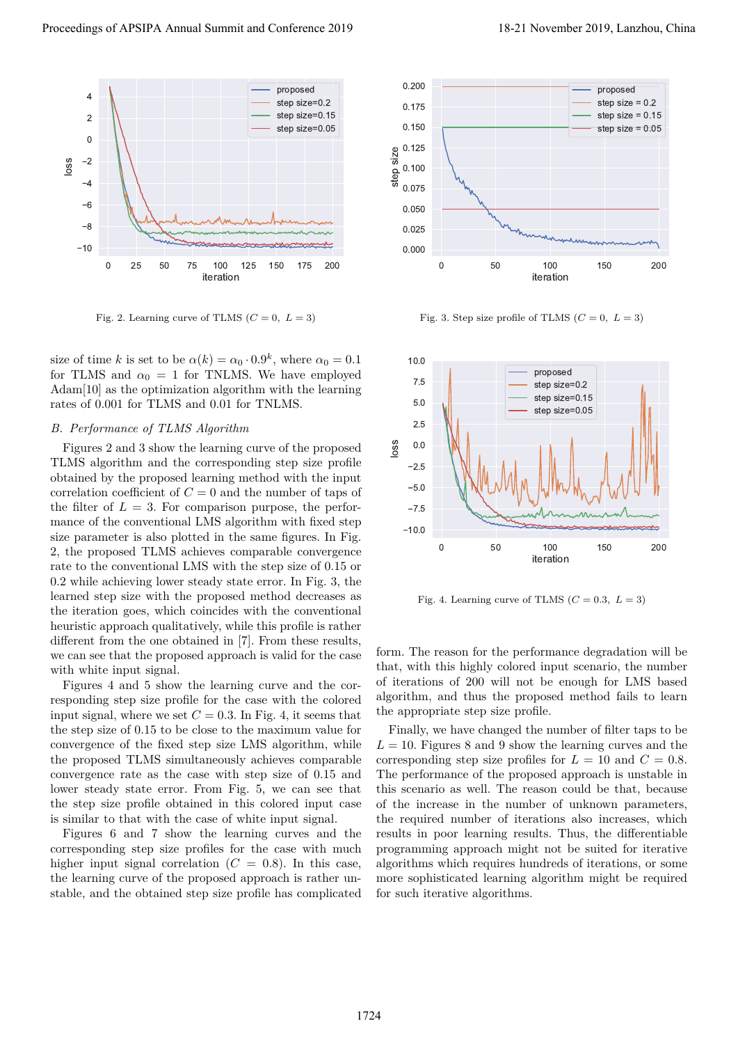Fig. 2. Learning curve of TLMS ($C = 0,\ L = 3$)

Fig. 3. Step size profile of TLMS ($C = 0,\ L = 3$)

Fig. 4. Learning curve of TLMS ($C = 0.3,\ L = 3$)

size of time $k$ is set to be $\alpha(k) = \alpha_0 \cdot 0.9^k$, where $\alpha_0 = 0.1$ for TLMS and $\alpha_0 = 1$ for TNLMS. We have employed Adam[10] as the optimization algorithm with the learning rates of 0.001 for TLMS and 0.01 for TNLMS.

## B. *Performance of TLMS Algorithm*

Figures 2 and 3 show the learning curve of the proposed TLMS algorithm and the corresponding step size profile obtained by the proposed learning method with the input correlation coefficient of $C = 0$ and the number of taps of the filter of $L = 3$. For comparison purpose, the performance of the conventional LMS algorithm with fixed step size parameter is also plotted in the same figures. In Fig. 2, the proposed TLMS achieves comparable convergence rate to the conventional LMS with the step size of 0.15 or 0.2 while achieving lower steady state error. In Fig. 3, the learned step size with the proposed method decreases as the iteration goes, which coincides with the conventional heuristic approach qualitatively, while this profile is rather different from the one obtained in [7]. From these results, we can see that the proposed approach is valid for the case with white input signal.

Figures 4 and 5 show the learning curve and the corresponding step size profile for the case with the colored input signal, where we set $C = 0.3$. In Fig. 4, it seems that the step size of 0.15 to be close to the maximum value for convergence of the fixed step size LMS algorithm, while the proposed TLMS simultaneously achieves comparable convergence rate as the case with step size of 0.15 and lower steady state error. From Fig. 5, we can see that the step size profile obtained in this colored input case is similar to that with the case of white input signal.

Figures 6 and 7 show the learning curves and the corresponding step size profiles for the case with much higher input signal correlation ($C = 0.8$). In this case, the learning curve of the proposed approach is rather unstable, and the obtained step size profile has complicated form. The reason for the performance degradation will be that, with this highly colored input scenario, the number of iterations of 200 will not be enough for LMS based algorithm, and thus the proposed method fails to learn the appropriate step size profile.

Finally, we have changed the number of filter taps to be $L = 10$. Figures 8 and 9 show the learning curves and the corresponding step size profiles for $L = 10$ and $C = 0.8$. The performance of the proposed approach is unstable in this scenario as well. The reason could be that, because of the increase in the number of unknown parameters, the required number of iterations also increases, which results in poor learning results. Thus, the differentiable programming approach might not be suited for iterative algorithms which requires hundreds of iterations, or some more sophisticated learning algorithm might be required for such iterative algorithms.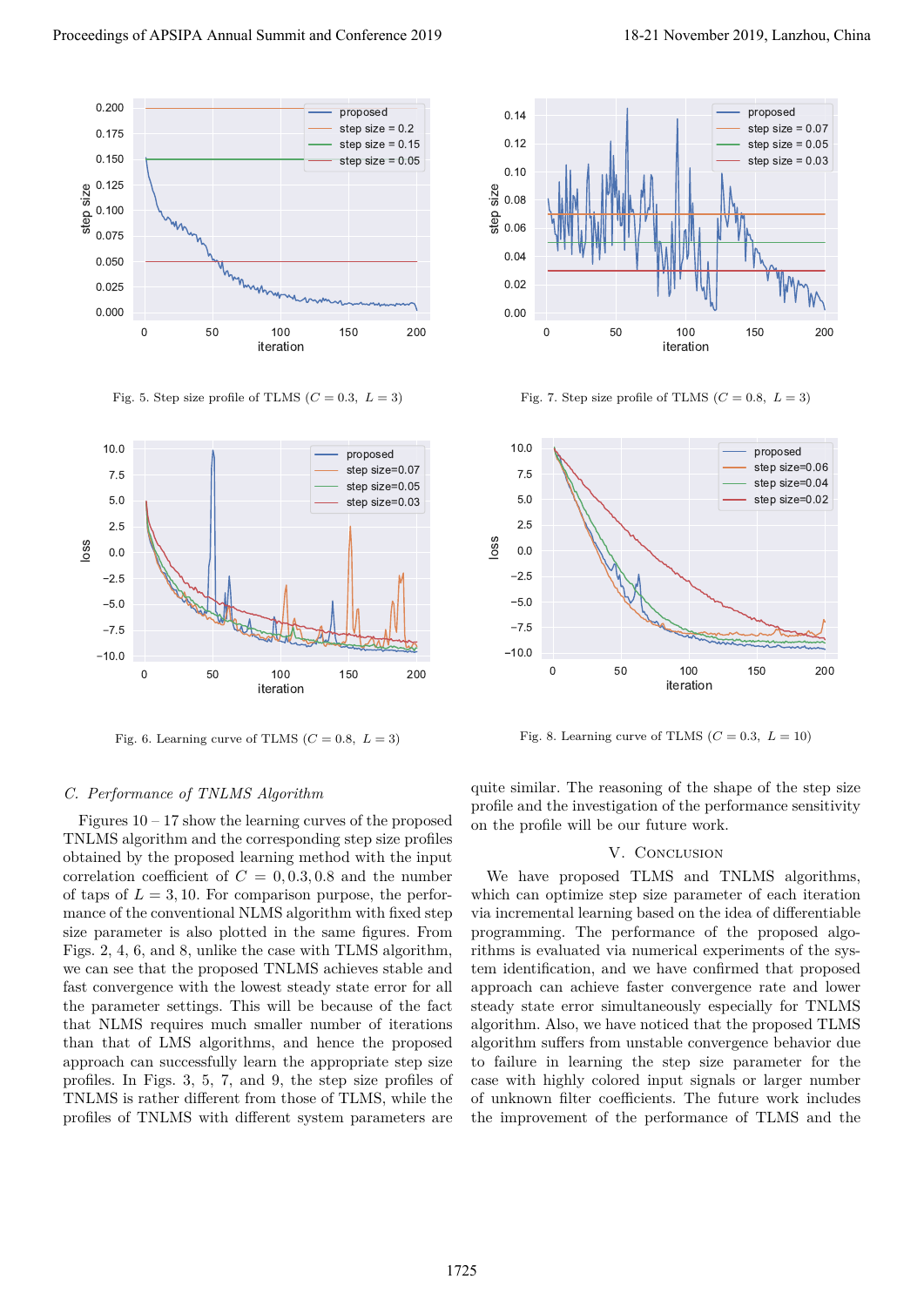Fig. 5. Step size profile of TLMS ($C = 0.3,\ L = 3$)

Fig. 7. Step size profile of TLMS ($C = 0.8,\ L = 3$)

Fig. 6. Learning curve of TLMS ($C = 0.8,\ L = 3$)

Fig. 8. Learning curve of TLMS ($C = 0.3,\ L = 10$)

### C. Performance of TNLMS Algorithm

Figures 10 – 17 show the learning curves of the proposed TNLMS algorithm and the corresponding step size profiles obtained by the proposed learning method with the input correlation coefficient of $C = 0, 0.3, 0.8$ and the number of taps of $L = 3, 10$. For comparison purpose, the performance of the conventional NLMS algorithm with fixed step size parameter is also plotted in the same figures. From Figs. 2, 4, 6, and 8, unlike the case with TLMS algorithm, we can see that the proposed TNLMS achieves stable and fast convergence with the lowest steady state error for all the parameter settings. This will be because of the fact that NLMS requires much smaller number of iterations than that of LMS algorithms, and hence the proposed approach can successfully learn the appropriate step size profiles. In Figs. 3, 5, 7, and 9, the step size profiles of TNLMS is rather different from those of TLMS, while the profiles of TNLMS with different system parameters are quite similar. The reasoning of the shape of the step size profile and the investigation of the performance sensitivity on the profile will be our future work.

## V. Conclusion

We have proposed TLMS and TNLMS algorithms, which can optimize step size parameter of each iteration via incremental learning based on the idea of differentiable programming. The performance of the proposed algorithms is evaluated via numerical experiments of the system identification, and we have confirmed that proposed approach can achieve faster convergence rate and lower steady state error simultaneously especially for TNLMS algorithm. Also, we have noticed that the proposed TLMS algorithm suffers from unstable convergence behavior due to failure in learning the step size parameter for the case with highly colored input signals or larger number of unknown filter coefficients. The future work includes the improvement of the performance of TLMS and the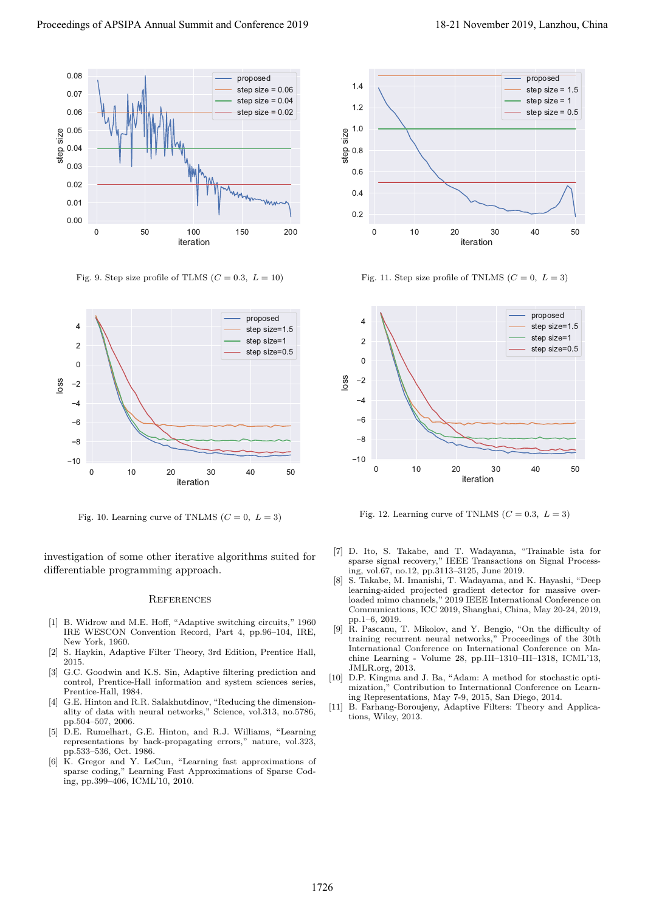Fig. 9. Step size profile of TLMS ($C = 0.3,\ L = 10$)

Fig. 11. Step size profile of TNLMS ($C = 0,\ L = 3$)

Fig. 10. Learning curve of TNLMS ($C = 0,\ L = 3$)

Fig. 12. Learning curve of TNLMS ($C = 0.3,\ L = 3$)

investigation of some other iterative algorithms suited for differentiable programming approach.

## References

[1] B. Widrow and M.E. Hoff, "Adaptive switching circuits," 1960 IRE WESCON Convention Record, Part 4, pp.96–104, IRE, New York, 1960.

[2] S. Haykin, Adaptive Filter Theory, 3rd Edition, Prentice Hall, 2015.

[3] G.C. Goodwin and K.S. Sin, Adaptive filtering prediction and control, Prentice-Hall information and system sciences series, Prentice-Hall, 1984.

[4] G.E. Hinton and R.R. Salakhutdinov, "Reducing the dimensionality of data with neural networks," Science, vol.313, no.5786, pp.504–507, 2006.

[5] D.E. Rumelhart, G.E. Hinton, and R.J. Williams, "Learning representations by back-propagating errors," nature, vol.323, pp.533–536, Oct. 1986.

[6] K. Gregor and Y. LeCun, "Learning fast approximations of sparse coding," Learning Fast Approximations of Sparse Coding, pp.399–406, ICML'10, 2010.

[7] D. Ito, S. Takabe, and T. Wadayama, "Trainable ista for sparse signal recovery," IEEE Transactions on Signal Processing, vol.67, no.12, pp.3113–3125, June 2019.

[8] S. Takabe, M. Imanishi, T. Wadayama, and K. Hayashi, "Deep learning-aided projected gradient detector for massive overloaded mimo channels," 2019 IEEE International Conference on Communications, ICC 2019, Shanghai, China, May 20-24, 2019, pp.1–6, 2019.

[9] R. Pascanu, T. Mikolov, and Y. Bengio, "On the difficulty of training recurrent neural networks," Proceedings of the 30th International Conference on International Conference on Machine Learning - Volume 28, pp.III–1310–III–1318, ICML'13, JMLR.org, 2013.

[10] D.P. Kingma and J. Ba, "Adam: A method for stochastic optimization," Contribution to International Conference on Learning Representations, May 7-9, 2015, San Diego, 2014.

[11] B. Farhang-Boroujeny, Adaptive Filters: Theory and Applications, Wiley, 2013.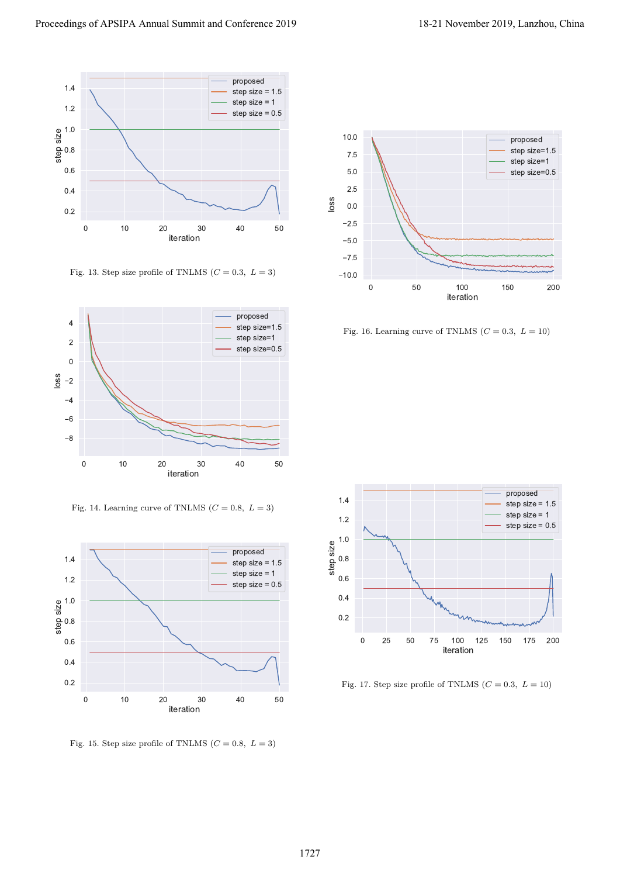step size

1.4
1.2
1.0
0.8
0.6
0.4
0.2

0
10
20
30
40
50

iteration

proposed
step size = 1.5
step size = 1
step size = 0.5

Fig. 13. Step size profile of TNLMS ($C = 0.3,\ L = 3$)

loss

4
2
0
−2
−4
−6
−8

0
10
20
30
40
50

iteration

proposed
step size=1.5
step size=1
step size=0.5

Fig. 14. Learning curve of TNLMS ($C = 0.8,\ L = 3$)

step size

1.4
1.2
1.0
0.8
0.6
0.4
0.2

0
10
20
30
40
50

iteration

proposed
step size = 1.5
step size = 1
step size = 0.5

Fig. 15. Step size profile of TNLMS ($C = 0.8,\ L = 3$)

loss

10.0
7.5
5.0
2.5
0.0
−2.5
−5.0
−7.5
−10.0

0
50
100
150
200

iteration

proposed
step size=1.5
step size=1
step size=0.5

Fig. 16. Learning curve of TNLMS ($C = 0.3,\ L = 10$)

step size

1.4
1.2
1.0
0.8
0.6
0.4
0.2

0
25
50
75
100
125
150
175
200

iteration

proposed
step size = 1.5
step size = 1
step size = 0.5

Fig. 17. Step size profile of TNLMS ($C = 0.3,\ L = 10$)